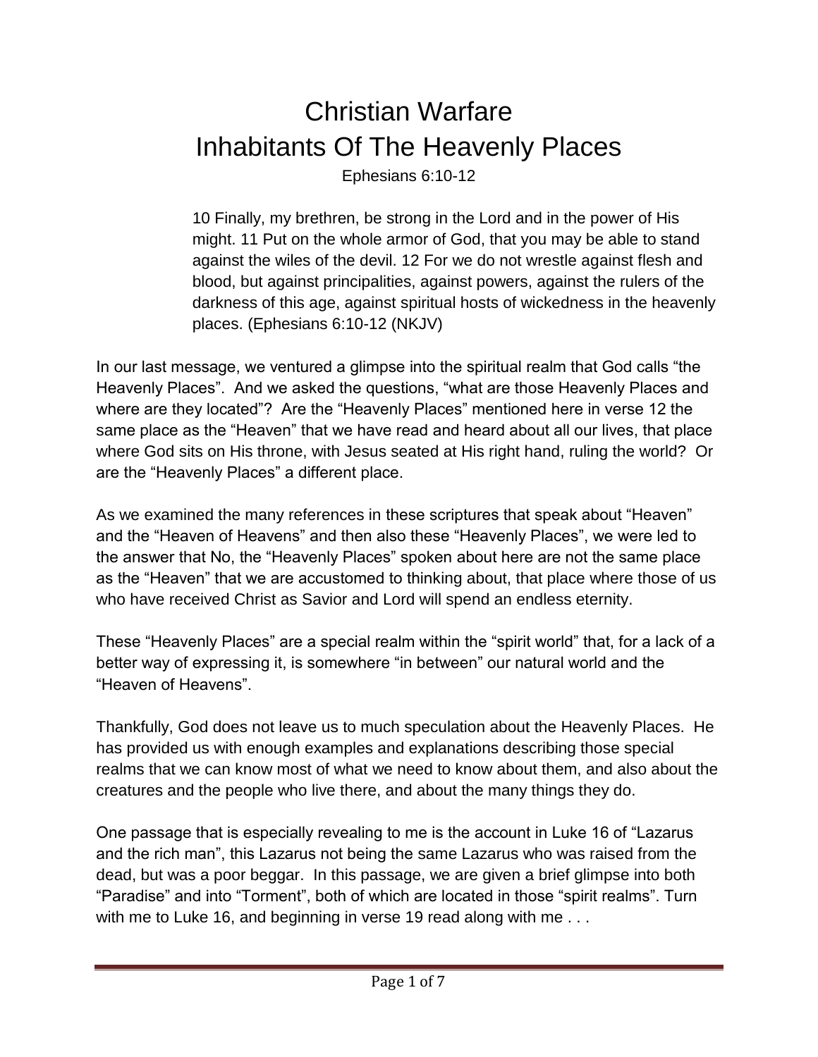# Christian Warfare
# Inhabitants Of The Heavenly Places

Ephesians 6:10-12

> 10 Finally, my brethren, be strong in the Lord and in the power of His might. 11 Put on the whole armor of God, that you may be able to stand against the wiles of the devil. 12 For we do not wrestle against flesh and blood, but against principalities, against powers, against the rulers of the darkness of this age, against spiritual hosts of wickedness in the heavenly places. (Ephesians 6:10-12 (NKJV)

In our last message, we ventured a glimpse into the spiritual realm that God calls "the Heavenly Places". And we asked the questions, "what are those Heavenly Places and where are they located"? Are the "Heavenly Places" mentioned here in verse 12 the same place as the "Heaven" that we have read and heard about all our lives, that place where God sits on His throne, with Jesus seated at His right hand, ruling the world? Or are the "Heavenly Places" a different place.

As we examined the many references in these scriptures that speak about "Heaven" and the "Heaven of Heavens" and then also these "Heavenly Places", we were led to the answer that No, the "Heavenly Places" spoken about here are not the same place as the "Heaven" that we are accustomed to thinking about, that place where those of us who have received Christ as Savior and Lord will spend an endless eternity.

These "Heavenly Places" are a special realm within the "spirit world" that, for a lack of a better way of expressing it, is somewhere "in between" our natural world and the "Heaven of Heavens".

Thankfully, God does not leave us to much speculation about the Heavenly Places. He has provided us with enough examples and explanations describing those special realms that we can know most of what we need to know about them, and also about the creatures and the people who live there, and about the many things they do.

One passage that is especially revealing to me is the account in Luke 16 of "Lazarus and the rich man", this Lazarus not being the same Lazarus who was raised from the dead, but was a poor beggar. In this passage, we are given a brief glimpse into both "Paradise" and into "Torment", both of which are located in those "spirit realms". Turn with me to Luke 16, and beginning in verse 19 read along with me . . .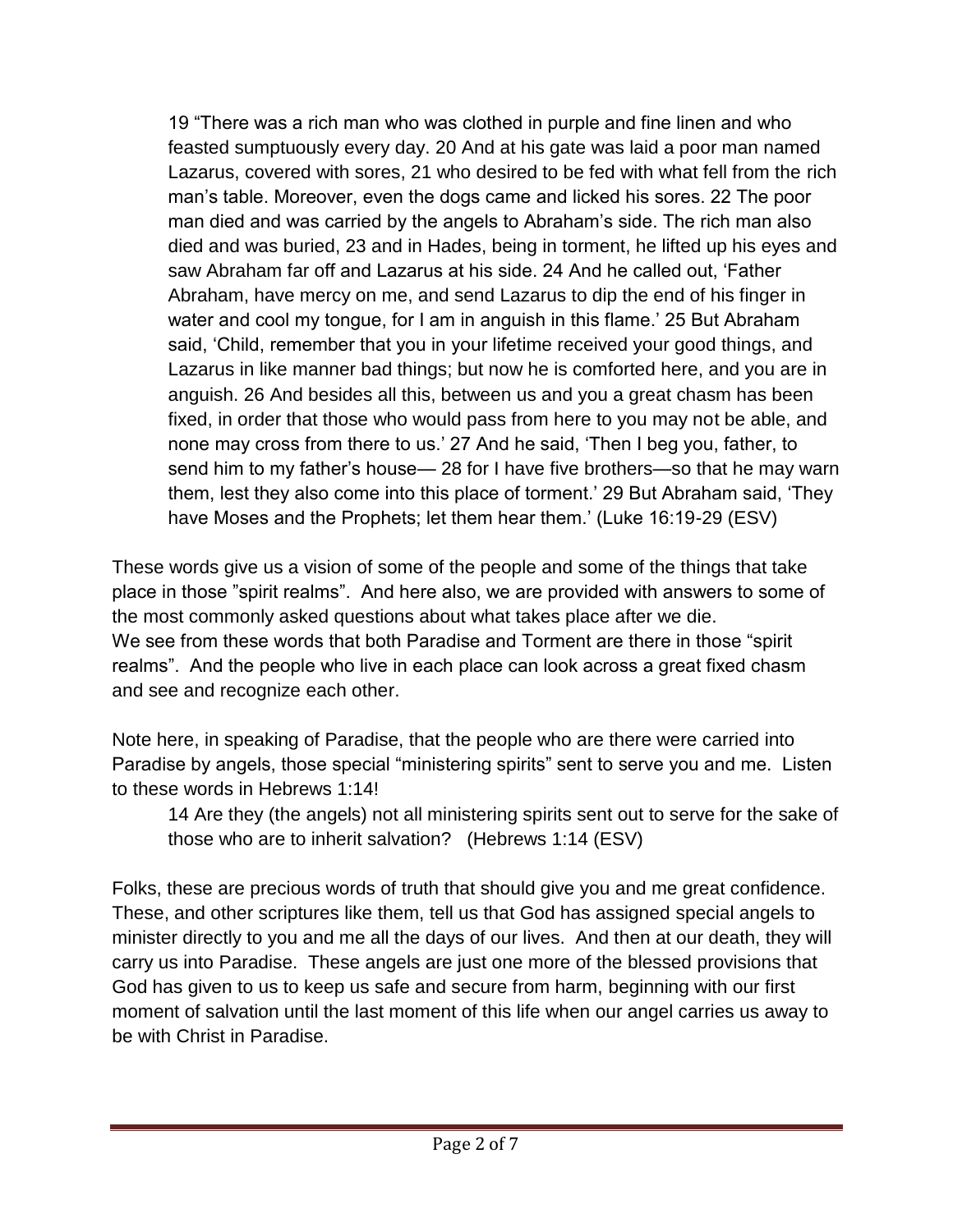> 19 “There was a rich man who was clothed in purple and fine linen and who feasted sumptuously every day. 20 And at his gate was laid a poor man named Lazarus, covered with sores, 21 who desired to be fed with what fell from the rich man’s table. Moreover, even the dogs came and licked his sores. 22 The poor man died and was carried by the angels to Abraham’s side. The rich man also died and was buried, 23 and in Hades, being in torment, he lifted up his eyes and saw Abraham far off and Lazarus at his side. 24 And he called out, ‘Father Abraham, have mercy on me, and send Lazarus to dip the end of his finger in water and cool my tongue, for I am in anguish in this flame.’ 25 But Abraham said, ‘Child, remember that you in your lifetime received your good things, and Lazarus in like manner bad things; but now he is comforted here, and you are in anguish. 26 And besides all this, between us and you a great chasm has been fixed, in order that those who would pass from here to you may not be able, and none may cross from there to us.’ 27 And he said, ‘Then I beg you, father, to send him to my father’s house— 28 for I have five brothers—so that he may warn them, lest they also come into this place of torment.’ 29 But Abraham said, ‘They have Moses and the Prophets; let them hear them.’ (Luke 16:19-29 (ESV)

These words give us a vision of some of the people and some of the things that take place in those ”spirit realms”. And here also, we are provided with answers to some of the most commonly asked questions about what takes place after we die.
We see from these words that both Paradise and Torment are there in those “spirit realms”. And the people who live in each place can look across a great fixed chasm and see and recognize each other.

Note here, in speaking of Paradise, that the people who are there were carried into Paradise by angels, those special “ministering spirits” sent to serve you and me. Listen to these words in Hebrews 1:14!

> 14 Are they (the angels) not all ministering spirits sent out to serve for the sake of those who are to inherit salvation? (Hebrews 1:14 (ESV)

Folks, these are precious words of truth that should give you and me great confidence. These, and other scriptures like them, tell us that God has assigned special angels to minister directly to you and me all the days of our lives. And then at our death, they will carry us into Paradise. These angels are just one more of the blessed provisions that God has given to us to keep us safe and secure from harm, beginning with our first moment of salvation until the last moment of this life when our angel carries us away to be with Christ in Paradise.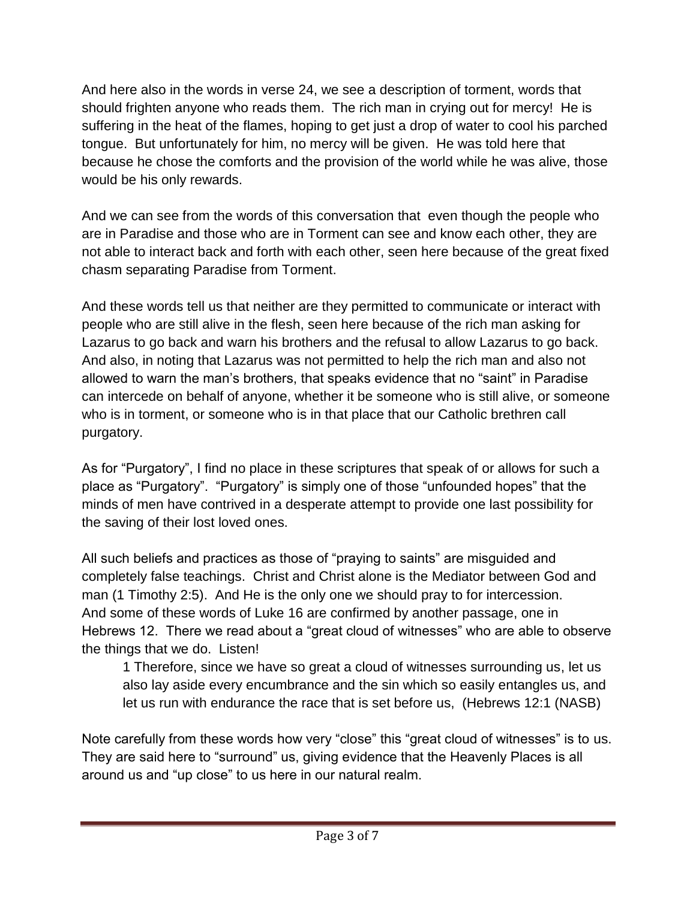And here also in the words in verse 24, we see a description of torment, words that should frighten anyone who reads them. The rich man in crying out for mercy! He is suffering in the heat of the flames, hoping to get just a drop of water to cool his parched tongue. But unfortunately for him, no mercy will be given. He was told here that because he chose the comforts and the provision of the world while he was alive, those would be his only rewards.

And we can see from the words of this conversation that even though the people who are in Paradise and those who are in Torment can see and know each other, they are not able to interact back and forth with each other, seen here because of the great fixed chasm separating Paradise from Torment.

And these words tell us that neither are they permitted to communicate or interact with people who are still alive in the flesh, seen here because of the rich man asking for Lazarus to go back and warn his brothers and the refusal to allow Lazarus to go back. And also, in noting that Lazarus was not permitted to help the rich man and also not allowed to warn the man's brothers, that speaks evidence that no "saint" in Paradise can intercede on behalf of anyone, whether it be someone who is still alive, or someone who is in torment, or someone who is in that place that our Catholic brethren call purgatory.

As for "Purgatory", I find no place in these scriptures that speak of or allows for such a place as "Purgatory". "Purgatory" is simply one of those "unfounded hopes" that the minds of men have contrived in a desperate attempt to provide one last possibility for the saving of their lost loved ones.

All such beliefs and practices as those of "praying to saints" are misguided and completely false teachings. Christ and Christ alone is the Mediator between God and man (1 Timothy 2:5). And He is the only one we should pray to for intercession. And some of these words of Luke 16 are confirmed by another passage, one in Hebrews 12. There we read about a "great cloud of witnesses" who are able to observe the things that we do. Listen!

> 1 Therefore, since we have so great a cloud of witnesses surrounding us, let us also lay aside every encumbrance and the sin which so easily entangles us, and let us run with endurance the race that is set before us, (Hebrews 12:1 (NASB)

Note carefully from these words how very "close" this "great cloud of witnesses" is to us. They are said here to "surround" us, giving evidence that the Heavenly Places is all around us and "up close" to us here in our natural realm.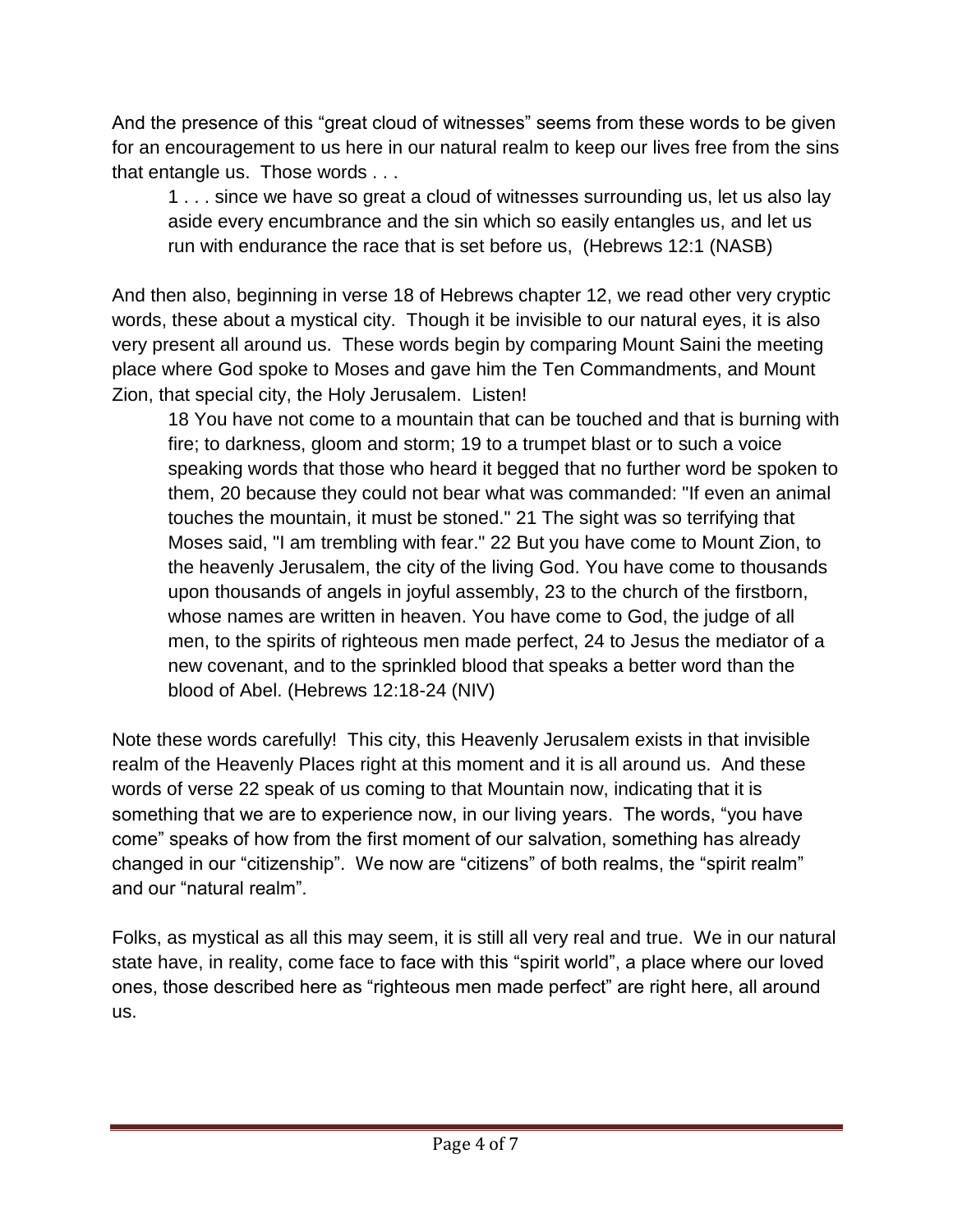And the presence of this "great cloud of witnesses" seems from these words to be given for an encouragement to us here in our natural realm to keep our lives free from the sins that entangle us. Those words . . .

> 1 . . . since we have so great a cloud of witnesses surrounding us, let us also lay aside every encumbrance and the sin which so easily entangles us, and let us run with endurance the race that is set before us, (Hebrews 12:1 (NASB)

And then also, beginning in verse 18 of Hebrews chapter 12, we read other very cryptic words, these about a mystical city. Though it be invisible to our natural eyes, it is also very present all around us. These words begin by comparing Mount Saini the meeting place where God spoke to Moses and gave him the Ten Commandments, and Mount Zion, that special city, the Holy Jerusalem. Listen!

> 18 You have not come to a mountain that can be touched and that is burning with fire; to darkness, gloom and storm; 19 to a trumpet blast or to such a voice speaking words that those who heard it begged that no further word be spoken to them, 20 because they could not bear what was commanded: "If even an animal touches the mountain, it must be stoned." 21 The sight was so terrifying that Moses said, "I am trembling with fear." 22 But you have come to Mount Zion, to the heavenly Jerusalem, the city of the living God. You have come to thousands upon thousands of angels in joyful assembly, 23 to the church of the firstborn, whose names are written in heaven. You have come to God, the judge of all men, to the spirits of righteous men made perfect, 24 to Jesus the mediator of a new covenant, and to the sprinkled blood that speaks a better word than the blood of Abel. (Hebrews 12:18-24 (NIV)

Note these words carefully! This city, this Heavenly Jerusalem exists in that invisible realm of the Heavenly Places right at this moment and it is all around us. And these words of verse 22 speak of us coming to that Mountain now, indicating that it is something that we are to experience now, in our living years. The words, "you have come" speaks of how from the first moment of our salvation, something has already changed in our "citizenship". We now are "citizens" of both realms, the "spirit realm" and our "natural realm".

Folks, as mystical as all this may seem, it is still all very real and true. We in our natural state have, in reality, come face to face with this "spirit world", a place where our loved ones, those described here as "righteous men made perfect" are right here, all around us.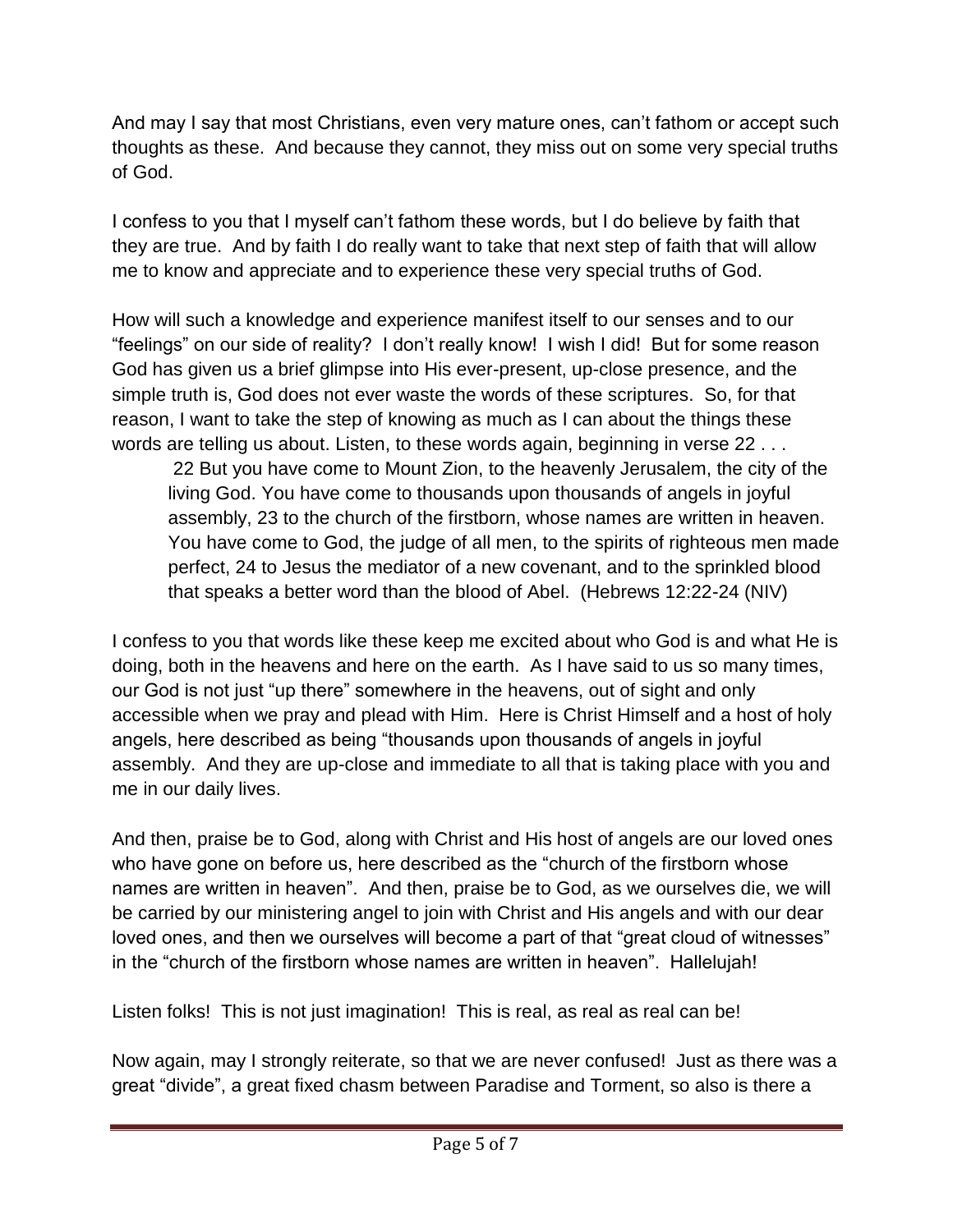And may I say that most Christians, even very mature ones, can't fathom or accept such thoughts as these. And because they cannot, they miss out on some very special truths of God.

I confess to you that I myself can't fathom these words, but I do believe by faith that they are true. And by faith I do really want to take that next step of faith that will allow me to know and appreciate and to experience these very special truths of God.

How will such a knowledge and experience manifest itself to our senses and to our "feelings" on our side of reality? I don't really know! I wish I did! But for some reason God has given us a brief glimpse into His ever-present, up-close presence, and the simple truth is, God does not ever waste the words of these scriptures. So, for that reason, I want to take the step of knowing as much as I can about the things these words are telling us about. Listen, to these words again, beginning in verse 22 . . .

> 22 But you have come to Mount Zion, to the heavenly Jerusalem, the city of the living God. You have come to thousands upon thousands of angels in joyful assembly, 23 to the church of the firstborn, whose names are written in heaven. You have come to God, the judge of all men, to the spirits of righteous men made perfect, 24 to Jesus the mediator of a new covenant, and to the sprinkled blood that speaks a better word than the blood of Abel. (Hebrews 12:22-24 (NIV)

I confess to you that words like these keep me excited about who God is and what He is doing, both in the heavens and here on the earth. As I have said to us so many times, our God is not just "up there" somewhere in the heavens, out of sight and only accessible when we pray and plead with Him. Here is Christ Himself and a host of holy angels, here described as being "thousands upon thousands of angels in joyful assembly. And they are up-close and immediate to all that is taking place with you and me in our daily lives.

And then, praise be to God, along with Christ and His host of angels are our loved ones who have gone on before us, here described as the "church of the firstborn whose names are written in heaven". And then, praise be to God, as we ourselves die, we will be carried by our ministering angel to join with Christ and His angels and with our dear loved ones, and then we ourselves will become a part of that "great cloud of witnesses" in the "church of the firstborn whose names are written in heaven". Hallelujah!

Listen folks! This is not just imagination! This is real, as real as real can be!

Now again, may I strongly reiterate, so that we are never confused! Just as there was a great "divide", a great fixed chasm between Paradise and Torment, so also is there a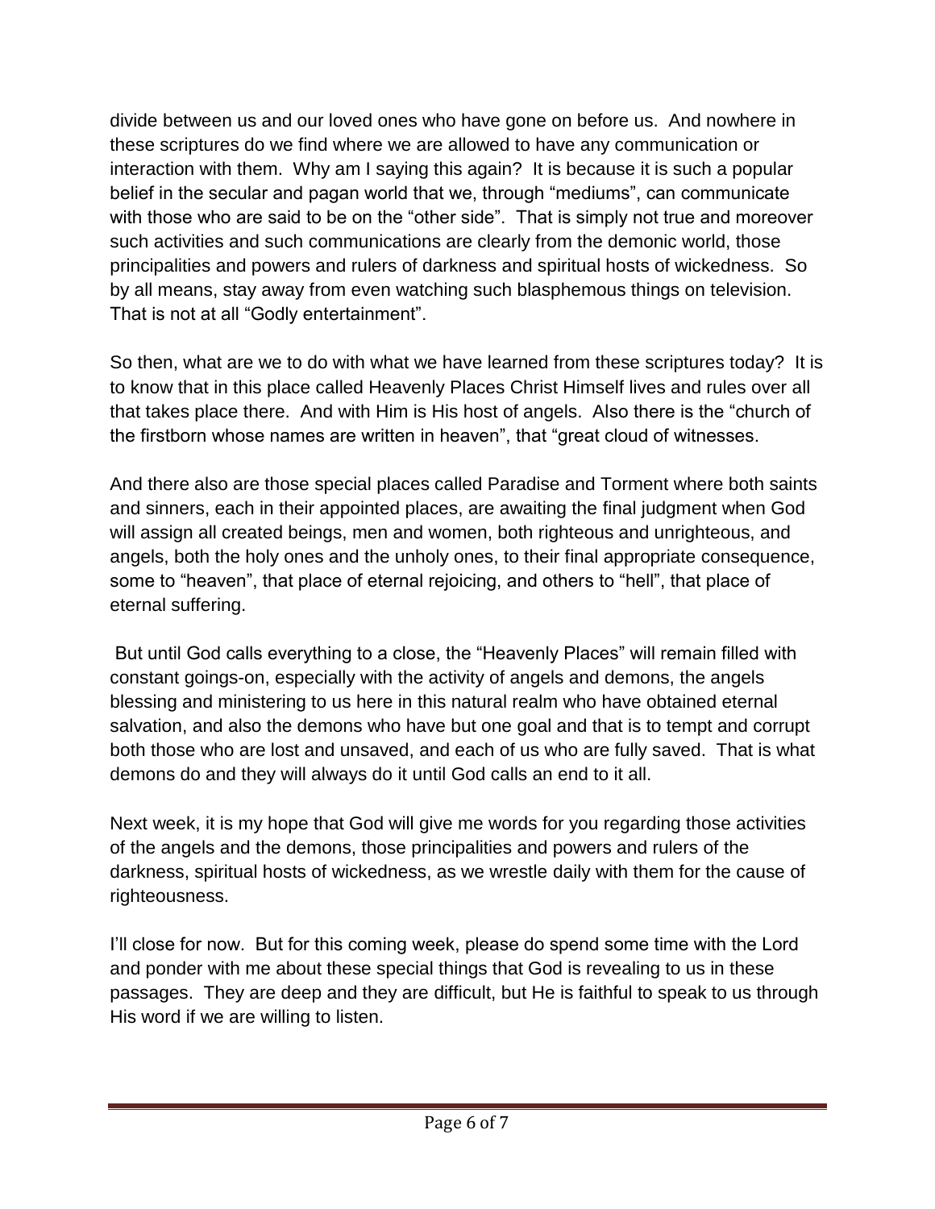divide between us and our loved ones who have gone on before us. And nowhere in these scriptures do we find where we are allowed to have any communication or interaction with them. Why am I saying this again? It is because it is such a popular belief in the secular and pagan world that we, through "mediums", can communicate with those who are said to be on the "other side". That is simply not true and moreover such activities and such communications are clearly from the demonic world, those principalities and powers and rulers of darkness and spiritual hosts of wickedness. So by all means, stay away from even watching such blasphemous things on television. That is not at all "Godly entertainment".

So then, what are we to do with what we have learned from these scriptures today? It is to know that in this place called Heavenly Places Christ Himself lives and rules over all that takes place there. And with Him is His host of angels. Also there is the "church of the firstborn whose names are written in heaven", that "great cloud of witnesses.

And there also are those special places called Paradise and Torment where both saints and sinners, each in their appointed places, are awaiting the final judgment when God will assign all created beings, men and women, both righteous and unrighteous, and angels, both the holy ones and the unholy ones, to their final appropriate consequence, some to "heaven", that place of eternal rejoicing, and others to "hell", that place of eternal suffering.

But until God calls everything to a close, the "Heavenly Places" will remain filled with constant goings-on, especially with the activity of angels and demons, the angels blessing and ministering to us here in this natural realm who have obtained eternal salvation, and also the demons who have but one goal and that is to tempt and corrupt both those who are lost and unsaved, and each of us who are fully saved. That is what demons do and they will always do it until God calls an end to it all.

Next week, it is my hope that God will give me words for you regarding those activities of the angels and the demons, those principalities and powers and rulers of the darkness, spiritual hosts of wickedness, as we wrestle daily with them for the cause of righteousness.

I'll close for now. But for this coming week, please do spend some time with the Lord and ponder with me about these special things that God is revealing to us in these passages. They are deep and they are difficult, but He is faithful to speak to us through His word if we are willing to listen.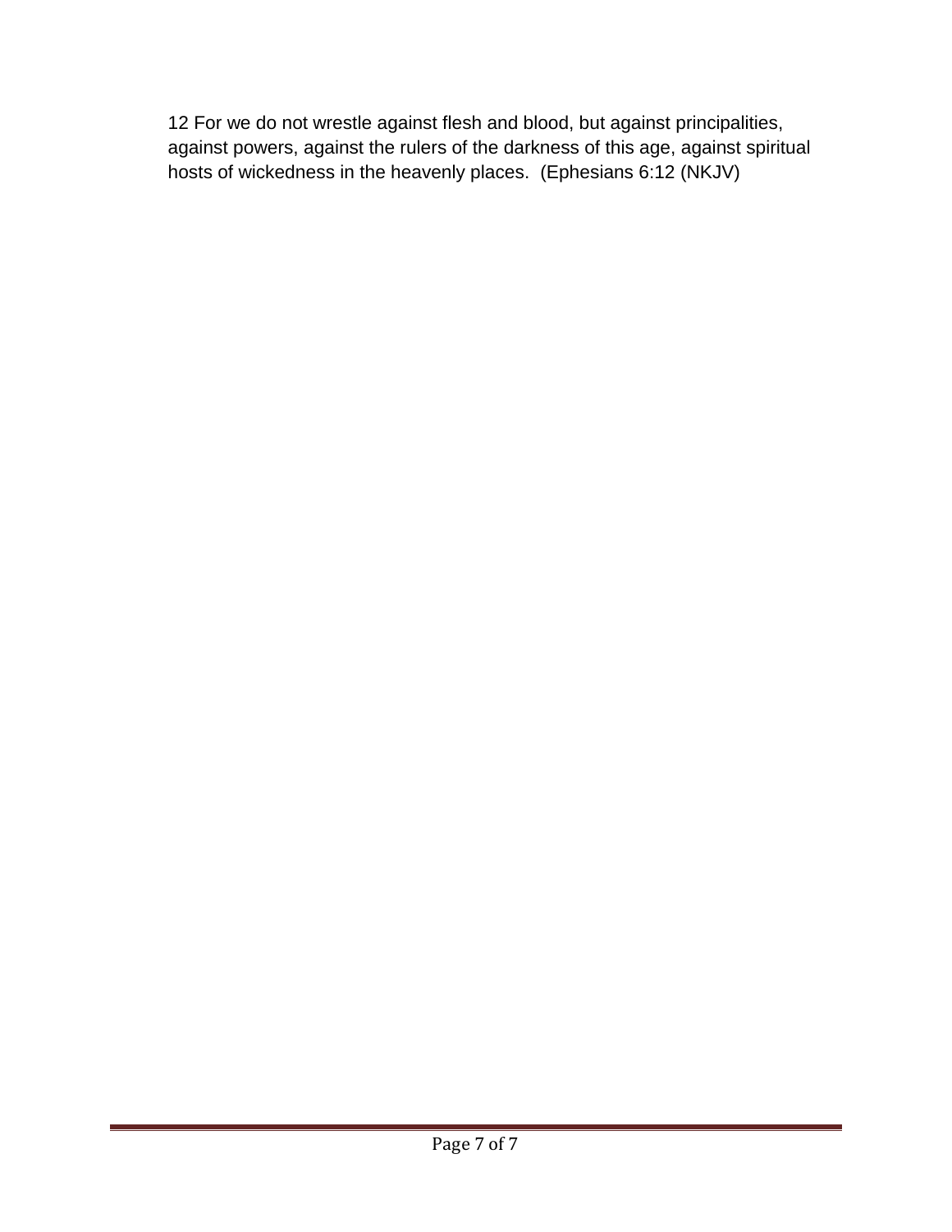12 For we do not wrestle against flesh and blood, but against principalities, against powers, against the rulers of the darkness of this age, against spiritual hosts of wickedness in the heavenly places. (Ephesians 6:12 (NKJV)